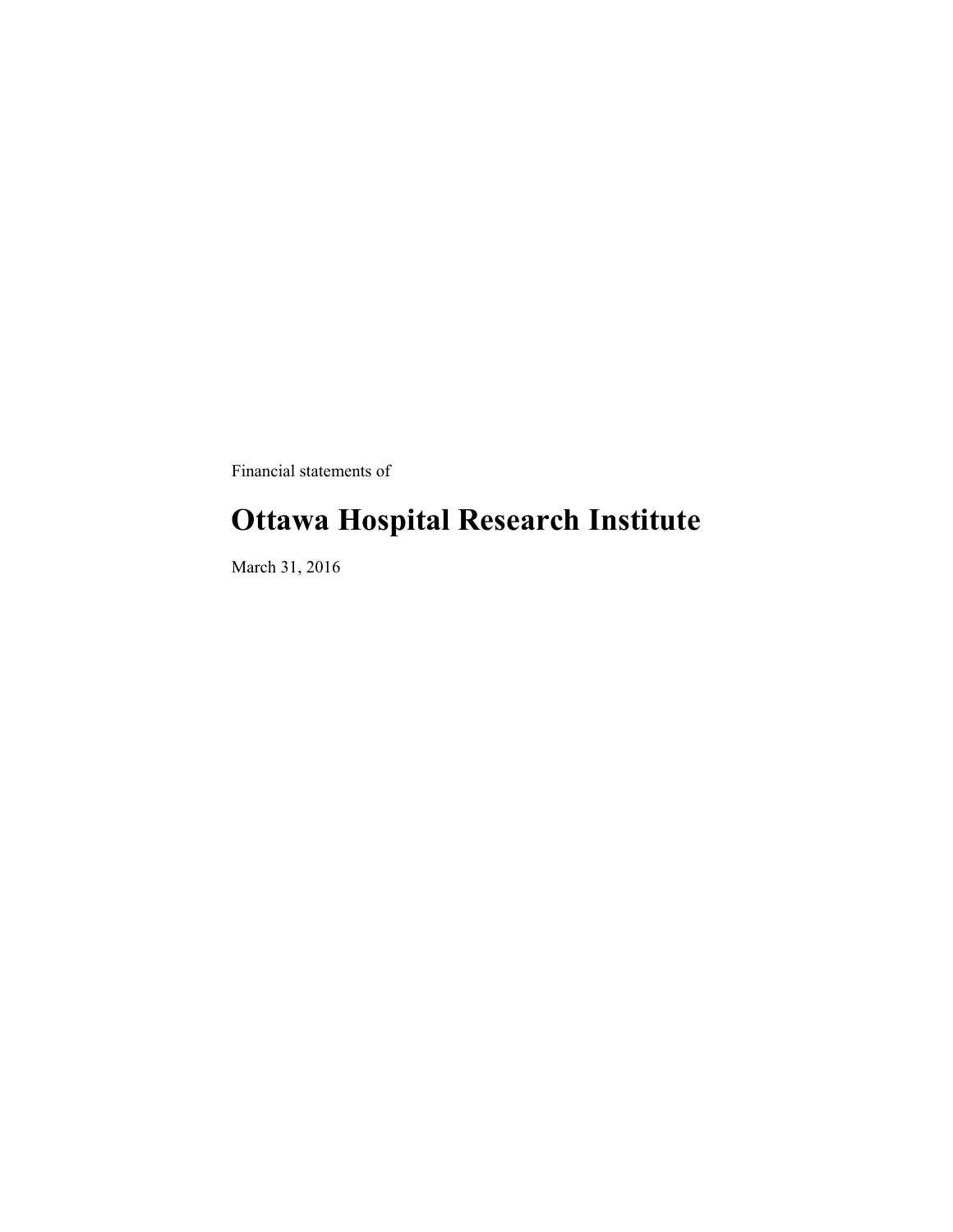Financial statements of

# Ottawa Hospital Research Institute

March 31, 2016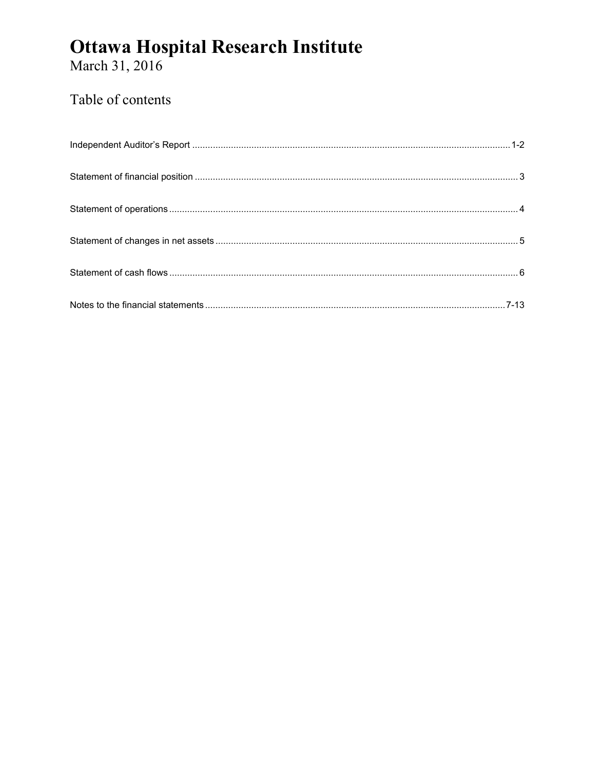# Ottawa Hospital Research Institute

March 31, 2016

## Table of contents

| | |
|---|---|
| Independent Auditor's Report | 1-2 |
| Statement of financial position | 3 |
| Statement of operations | 4 |
| Statement of changes in net assets | 5 |
| Statement of cash flows | 6 |
| Notes to the financial statements | 7-13 |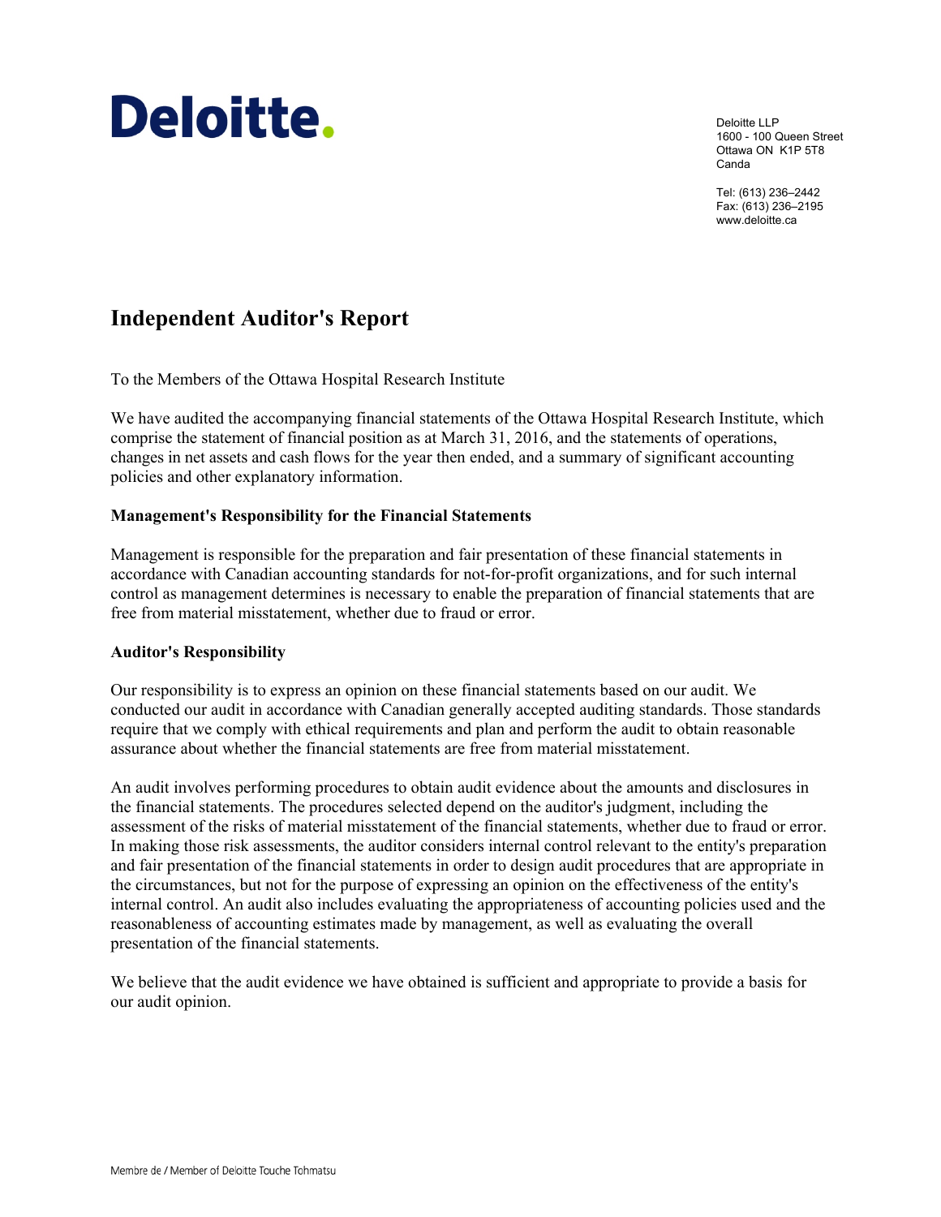Deloitte.

Deloitte LLP
1600 - 100 Queen Street
Ottawa ON K1P 5T8
Canda

Tel: (613) 236–2442
Fax: (613) 236–2195
www.deloitte.ca

# Independent Auditor's Report

To the Members of the Ottawa Hospital Research Institute

We have audited the accompanying financial statements of the Ottawa Hospital Research Institute, which comprise the statement of financial position as at March 31, 2016, and the statements of operations, changes in net assets and cash flows for the year then ended, and a summary of significant accounting policies and other explanatory information.

**Management's Responsibility for the Financial Statements**

Management is responsible for the preparation and fair presentation of these financial statements in accordance with Canadian accounting standards for not-for-profit organizations, and for such internal control as management determines is necessary to enable the preparation of financial statements that are free from material misstatement, whether due to fraud or error.

**Auditor's Responsibility**

Our responsibility is to express an opinion on these financial statements based on our audit. We conducted our audit in accordance with Canadian generally accepted auditing standards. Those standards require that we comply with ethical requirements and plan and perform the audit to obtain reasonable assurance about whether the financial statements are free from material misstatement.

An audit involves performing procedures to obtain audit evidence about the amounts and disclosures in the financial statements. The procedures selected depend on the auditor's judgment, including the assessment of the risks of material misstatement of the financial statements, whether due to fraud or error. In making those risk assessments, the auditor considers internal control relevant to the entity's preparation and fair presentation of the financial statements in order to design audit procedures that are appropriate in the circumstances, but not for the purpose of expressing an opinion on the effectiveness of the entity's internal control. An audit also includes evaluating the appropriateness of accounting policies used and the reasonableness of accounting estimates made by management, as well as evaluating the overall presentation of the financial statements.

We believe that the audit evidence we have obtained is sufficient and appropriate to provide a basis for our audit opinion.

Membre de / Member of Deloitte Touche Tohmatsu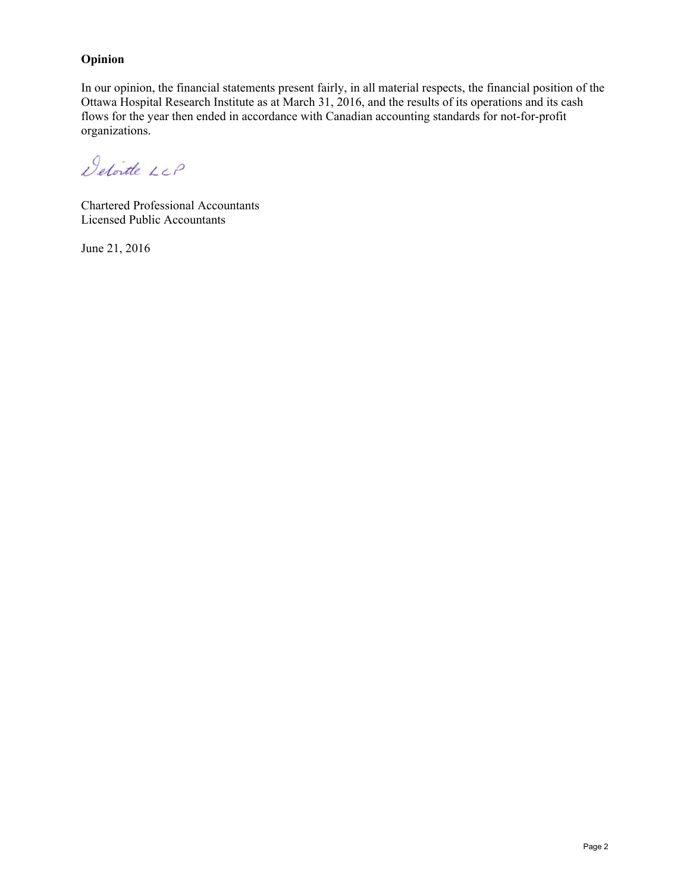## Opinion

In our opinion, the financial statements present fairly, in all material respects, the financial position of the Ottawa Hospital Research Institute as at March 31, 2016, and the results of its operations and its cash flows for the year then ended in accordance with Canadian accounting standards for not-for-profit organizations.

Deloitte LLP

Chartered Professional Accountants
Licensed Public Accountants

June 21, 2016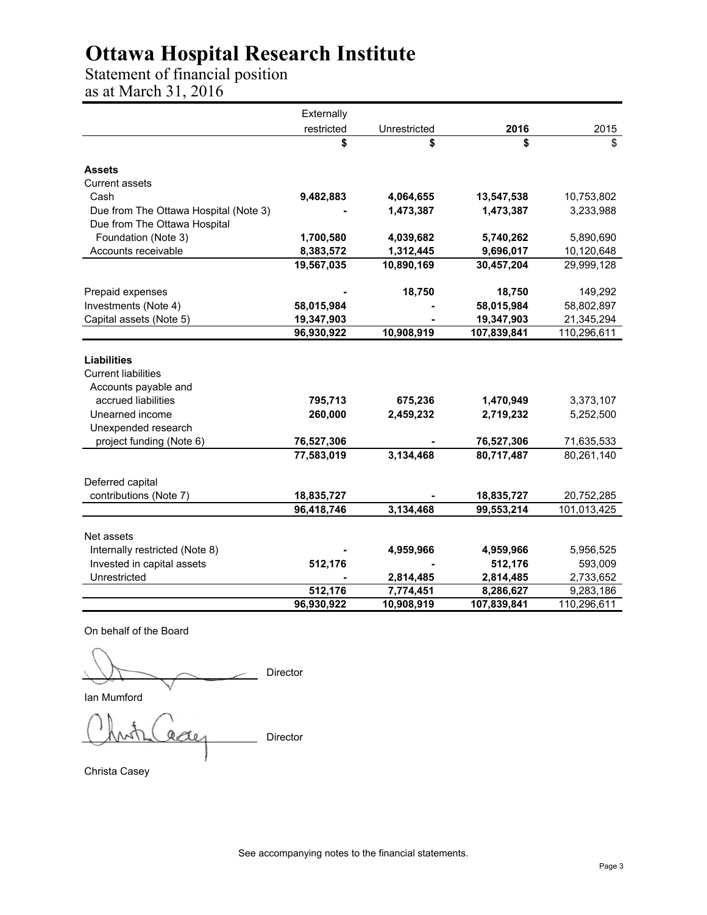# Ottawa Hospital Research Institute

## Statement of financial position

### as at March 31, 2016

| | Externally restricted | Unrestricted | 2016 | 2015 |
|---|---|---|---|---|
| | $ | $ | $ | $ |
| **Assets** | | | | |
| Current assets | | | | |
| Cash | **9,482,883** | **4,064,655** | **13,547,538** | 10,753,802 |
| Due from The Ottawa Hospital (Note 3) | **-** | **1,473,387** | **1,473,387** | 3,233,988 |
| Due from The Ottawa Hospital Foundation (Note 3) | **1,700,580** | **4,039,682** | **5,740,262** | 5,890,690 |
| Accounts receivable | **8,383,572** | **1,312,445** | **9,696,017** | 10,120,648 |
| | **19,567,035** | **10,890,169** | **30,457,204** | 29,999,128 |
| Prepaid expenses | **-** | **18,750** | **18,750** | 149,292 |
| Investments (Note 4) | **58,015,984** | **-** | **58,015,984** | 58,802,897 |
| Capital assets (Note 5) | **19,347,903** | **-** | **19,347,903** | 21,345,294 |
| | **96,930,922** | **10,908,919** | **107,839,841** | 110,296,611 |
| **Liabilities** | | | | |
| Current liabilities | | | | |
| Accounts payable and accrued liabilities | **795,713** | **675,236** | **1,470,949** | 3,373,107 |
| Unearned income | **260,000** | **2,459,232** | **2,719,232** | 5,252,500 |
| Unexpended research project funding (Note 6) | **76,527,306** | **-** | **76,527,306** | 71,635,533 |
| | **77,583,019** | **3,134,468** | **80,717,487** | 80,261,140 |
| Deferred capital contributions (Note 7) | **18,835,727** | **-** | **18,835,727** | 20,752,285 |
| | **96,418,746** | **3,134,468** | **99,553,214** | 101,013,425 |
| Net assets | | | | |
| Internally restricted (Note 8) | **-** | **4,959,966** | **4,959,966** | 5,956,525 |
| Invested in capital assets | **512,176** | **-** | **512,176** | 593,009 |
| Unrestricted | **-** | **2,814,485** | **2,814,485** | 2,733,652 |
| | **512,176** | **7,774,451** | **8,286,627** | 9,283,186 |
| | **96,930,922** | **10,908,919** | **107,839,841** | 110,296,611 |

On behalf of the Board

_____________________ Director

Ian Mumford

_____________________ Director

Christa Casey

See accompanying notes to the financial statements.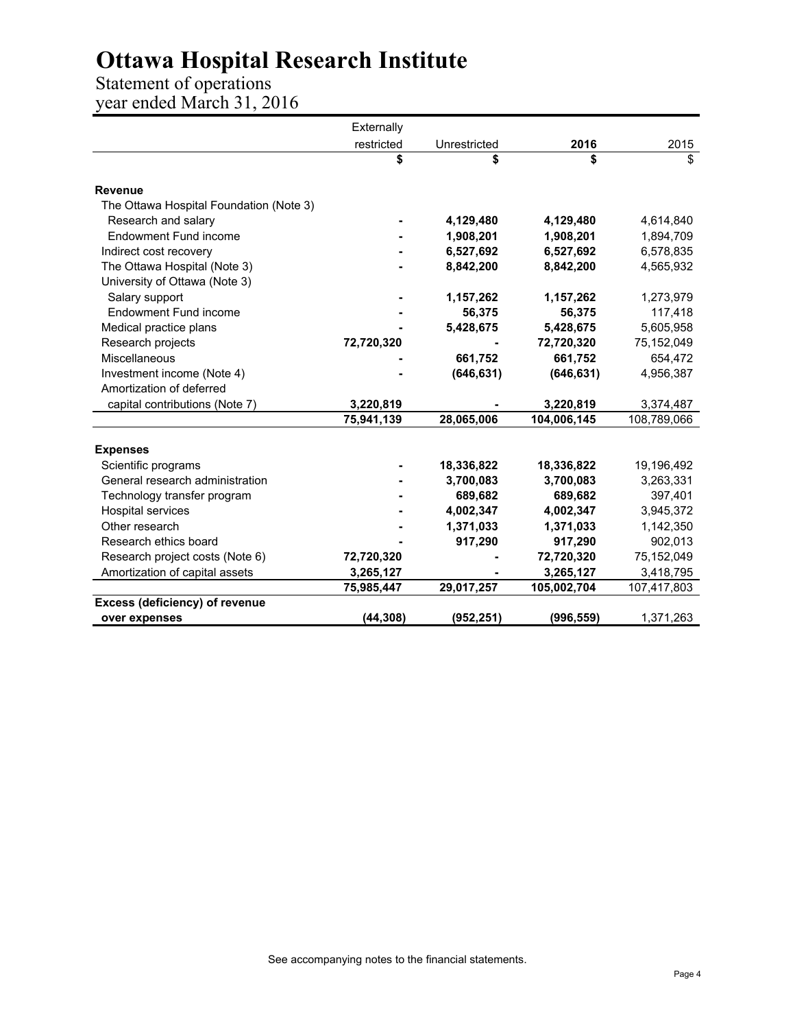# Ottawa Hospital Research Institute

## Statement of operations

### year ended March 31, 2016

| | Externally restricted | Unrestricted | **2016** | 2015 |
|---|---|---|---|---|
| | **$** | **$** | **$** | $ |
| **Revenue** | | | | |
| The Ottawa Hospital Foundation (Note 3) | | | | |
| Research and salary | **-** | **4,129,480** | **4,129,480** | 4,614,840 |
| Endowment Fund income | **-** | **1,908,201** | **1,908,201** | 1,894,709 |
| Indirect cost recovery | **-** | **6,527,692** | **6,527,692** | 6,578,835 |
| The Ottawa Hospital (Note 3) | **-** | **8,842,200** | **8,842,200** | 4,565,932 |
| University of Ottawa (Note 3) | | | | |
| Salary support | **-** | **1,157,262** | **1,157,262** | 1,273,979 |
| Endowment Fund income | **-** | **56,375** | **56,375** | 117,418 |
| Medical practice plans | **-** | **5,428,675** | **5,428,675** | 5,605,958 |
| Research projects | **72,720,320** | **-** | **72,720,320** | 75,152,049 |
| Miscellaneous | **-** | **661,752** | **661,752** | 654,472 |
| Investment income (Note 4) | **-** | **(646,631)** | **(646,631)** | 4,956,387 |
| Amortization of deferred capital contributions (Note 7) | **3,220,819** | **-** | **3,220,819** | 3,374,487 |
| | **75,941,139** | **28,065,006** | **104,006,145** | 108,789,066 |
| **Expenses** | | | | |
| Scientific programs | **-** | **18,336,822** | **18,336,822** | 19,196,492 |
| General research administration | **-** | **3,700,083** | **3,700,083** | 3,263,331 |
| Technology transfer program | **-** | **689,682** | **689,682** | 397,401 |
| Hospital services | **-** | **4,002,347** | **4,002,347** | 3,945,372 |
| Other research | **-** | **1,371,033** | **1,371,033** | 1,142,350 |
| Research ethics board | **-** | **917,290** | **917,290** | 902,013 |
| Research project costs (Note 6) | **72,720,320** | **-** | **72,720,320** | 75,152,049 |
| Amortization of capital assets | **3,265,127** | **-** | **3,265,127** | 3,418,795 |
| | **75,985,447** | **29,017,257** | **105,002,704** | 107,417,803 |
| **Excess (deficiency) of revenue over expenses** | **(44,308)** | **(952,251)** | **(996,559)** | 1,371,263 |

See accompanying notes to the financial statements.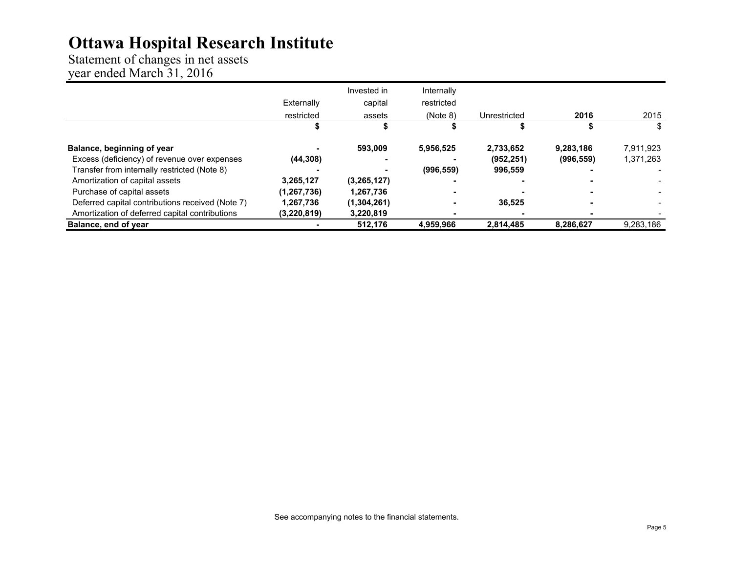# Ottawa Hospital Research Institute

Statement of changes in net assets
year ended March 31, 2016

| | Externally restricted | Invested in capital assets | Internally restricted (Note 8) | Unrestricted | 2016 | 2015 |
|---|---|---|---|---|---|---|
| | $ | $ | $ | $ | $ | $ |
| **Balance, beginning of year** | **-** | **593,009** | **5,956,525** | **2,733,652** | **9,283,186** | 7,911,923 |
| Excess (deficiency) of revenue over expenses | **(44,308)** | **-** | **-** | **(952,251)** | **(996,559)** | 1,371,263 |
| Transfer from internally restricted (Note 8) | **-** | **-** | **(996,559)** | **996,559** | **-** | - |
| Amortization of capital assets | **3,265,127** | **(3,265,127)** | **-** | **-** | **-** | - |
| Purchase of capital assets | **(1,267,736)** | **1,267,736** | **-** | **-** | **-** | - |
| Deferred capital contributions received (Note 7) | **1,267,736** | **(1,304,261)** | **-** | **36,525** | **-** | - |
| Amortization of deferred capital contributions | **(3,220,819)** | **3,220,819** | **-** | **-** | **-** | - |
| **Balance, end of year** | **-** | **512,176** | **4,959,966** | **2,814,485** | **8,286,627** | 9,283,186 |

See accompanying notes to the financial statements.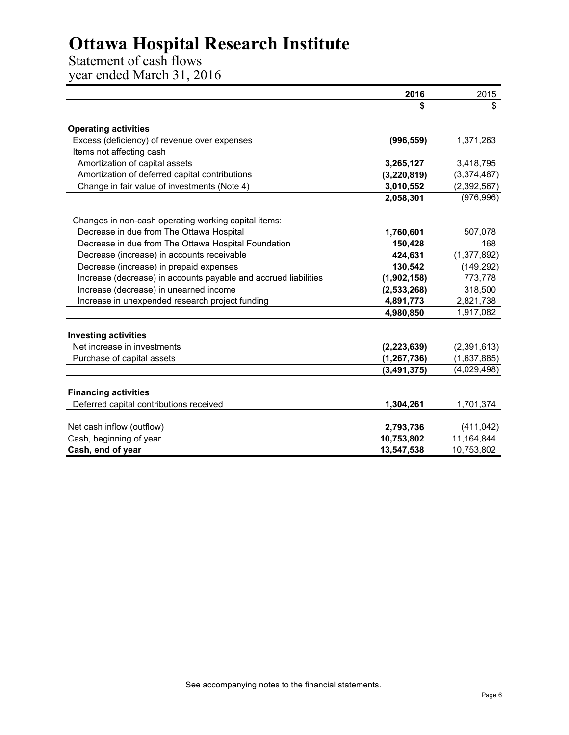# Ottawa Hospital Research Institute

Statement of cash flows
year ended March 31, 2016

| | 2016 | 2015 |
|---|---|---|
| | **$** | $ |
| **Operating activities** | | |
| Excess (deficiency) of revenue over expenses | **(996,559)** | 1,371,263 |
| Items not affecting cash | | |
| Amortization of capital assets | **3,265,127** | 3,418,795 |
| Amortization of deferred capital contributions | **(3,220,819)** | (3,374,487) |
| Change in fair value of investments (Note 4) | **3,010,552** | (2,392,567) |
| | **2,058,301** | (976,996) |
| Changes in non-cash operating working capital items: | | |
| Decrease in due from The Ottawa Hospital | **1,760,601** | 507,078 |
| Decrease in due from The Ottawa Hospital Foundation | **150,428** | 168 |
| Decrease (increase) in accounts receivable | **424,631** | (1,377,892) |
| Decrease (increase) in prepaid expenses | **130,542** | (149,292) |
| Increase (decrease) in accounts payable and accrued liabilities | **(1,902,158)** | 773,778 |
| Increase (decrease) in unearned income | **(2,533,268)** | 318,500 |
| Increase in unexpended research project funding | **4,891,773** | 2,821,738 |
| | **4,980,850** | 1,917,082 |
| **Investing activities** | | |
| Net increase in investments | **(2,223,639)** | (2,391,613) |
| Purchase of capital assets | **(1,267,736)** | (1,637,885) |
| | **(3,491,375)** | (4,029,498) |
| **Financing activities** | | |
| Deferred capital contributions received | **1,304,261** | 1,701,374 |
| Net cash inflow (outflow) | **2,793,736** | (411,042) |
| Cash, beginning of year | **10,753,802** | 11,164,844 |
| **Cash, end of year** | **13,547,538** | 10,753,802 |

See accompanying notes to the financial statements.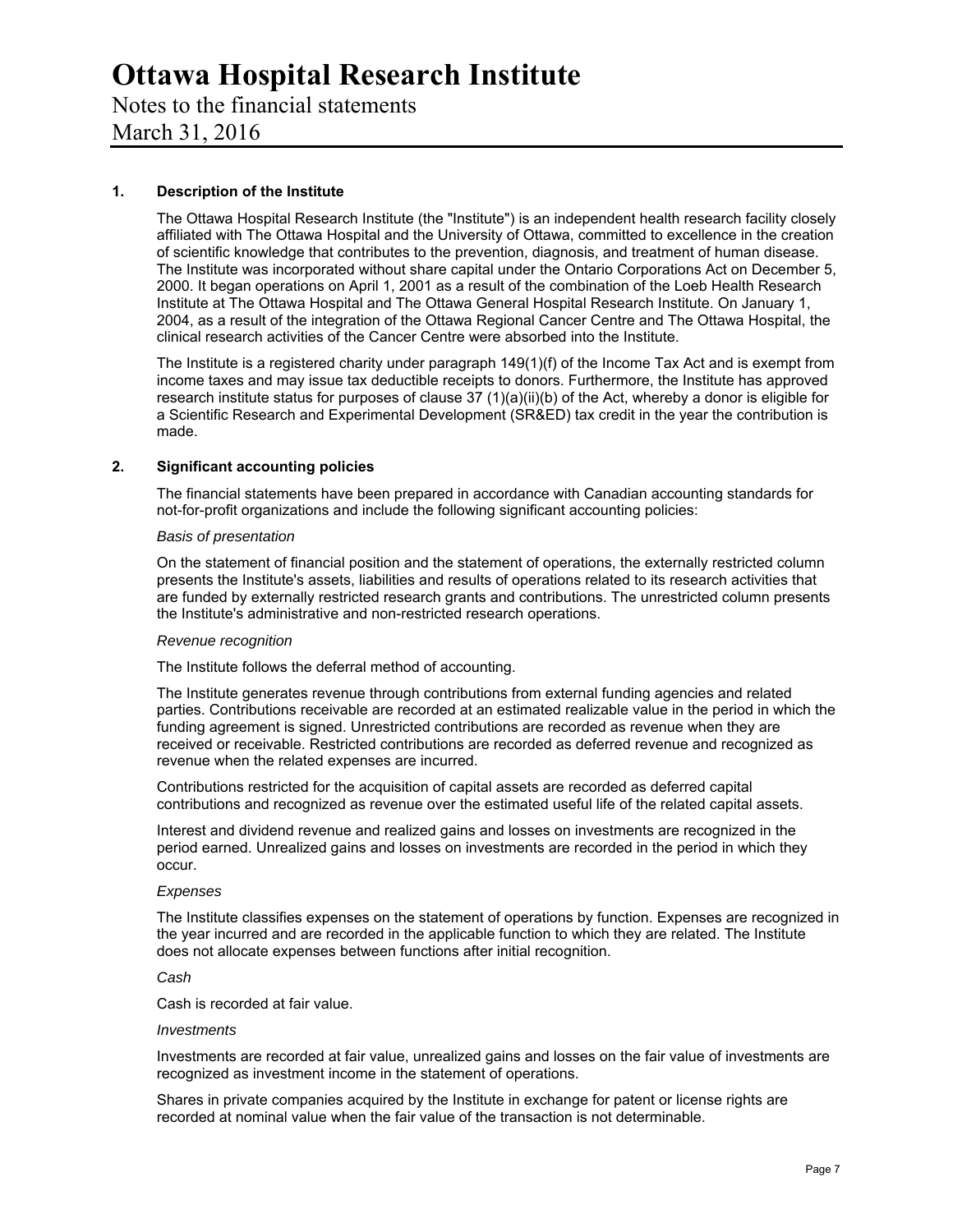# Ottawa Hospital Research Institute

Notes to the financial statements

March 31, 2016

## 1. Description of the Institute

The Ottawa Hospital Research Institute (the "Institute") is an independent health research facility closely affiliated with The Ottawa Hospital and the University of Ottawa, committed to excellence in the creation of scientific knowledge that contributes to the prevention, diagnosis, and treatment of human disease. The Institute was incorporated without share capital under the Ontario Corporations Act on December 5, 2000. It began operations on April 1, 2001 as a result of the combination of the Loeb Health Research Institute at The Ottawa Hospital and The Ottawa General Hospital Research Institute. On January 1, 2004, as a result of the integration of the Ottawa Regional Cancer Centre and The Ottawa Hospital, the clinical research activities of the Cancer Centre were absorbed into the Institute.

The Institute is a registered charity under paragraph 149(1)(f) of the Income Tax Act and is exempt from income taxes and may issue tax deductible receipts to donors. Furthermore, the Institute has approved research institute status for purposes of clause 37 (1)(a)(ii)(b) of the Act, whereby a donor is eligible for a Scientific Research and Experimental Development (SR&ED) tax credit in the year the contribution is made.

## 2. Significant accounting policies

The financial statements have been prepared in accordance with Canadian accounting standards for not-for-profit organizations and include the following significant accounting policies:

*Basis of presentation*

On the statement of financial position and the statement of operations, the externally restricted column presents the Institute's assets, liabilities and results of operations related to its research activities that are funded by externally restricted research grants and contributions. The unrestricted column presents the Institute's administrative and non-restricted research operations.

*Revenue recognition*

The Institute follows the deferral method of accounting.

The Institute generates revenue through contributions from external funding agencies and related parties. Contributions receivable are recorded at an estimated realizable value in the period in which the funding agreement is signed. Unrestricted contributions are recorded as revenue when they are received or receivable. Restricted contributions are recorded as deferred revenue and recognized as revenue when the related expenses are incurred.

Contributions restricted for the acquisition of capital assets are recorded as deferred capital contributions and recognized as revenue over the estimated useful life of the related capital assets.

Interest and dividend revenue and realized gains and losses on investments are recognized in the period earned. Unrealized gains and losses on investments are recorded in the period in which they occur.

*Expenses*

The Institute classifies expenses on the statement of operations by function. Expenses are recognized in the year incurred and are recorded in the applicable function to which they are related. The Institute does not allocate expenses between functions after initial recognition.

*Cash*

Cash is recorded at fair value.

*Investments*

Investments are recorded at fair value, unrealized gains and losses on the fair value of investments are recognized as investment income in the statement of operations.

Shares in private companies acquired by the Institute in exchange for patent or license rights are recorded at nominal value when the fair value of the transaction is not determinable.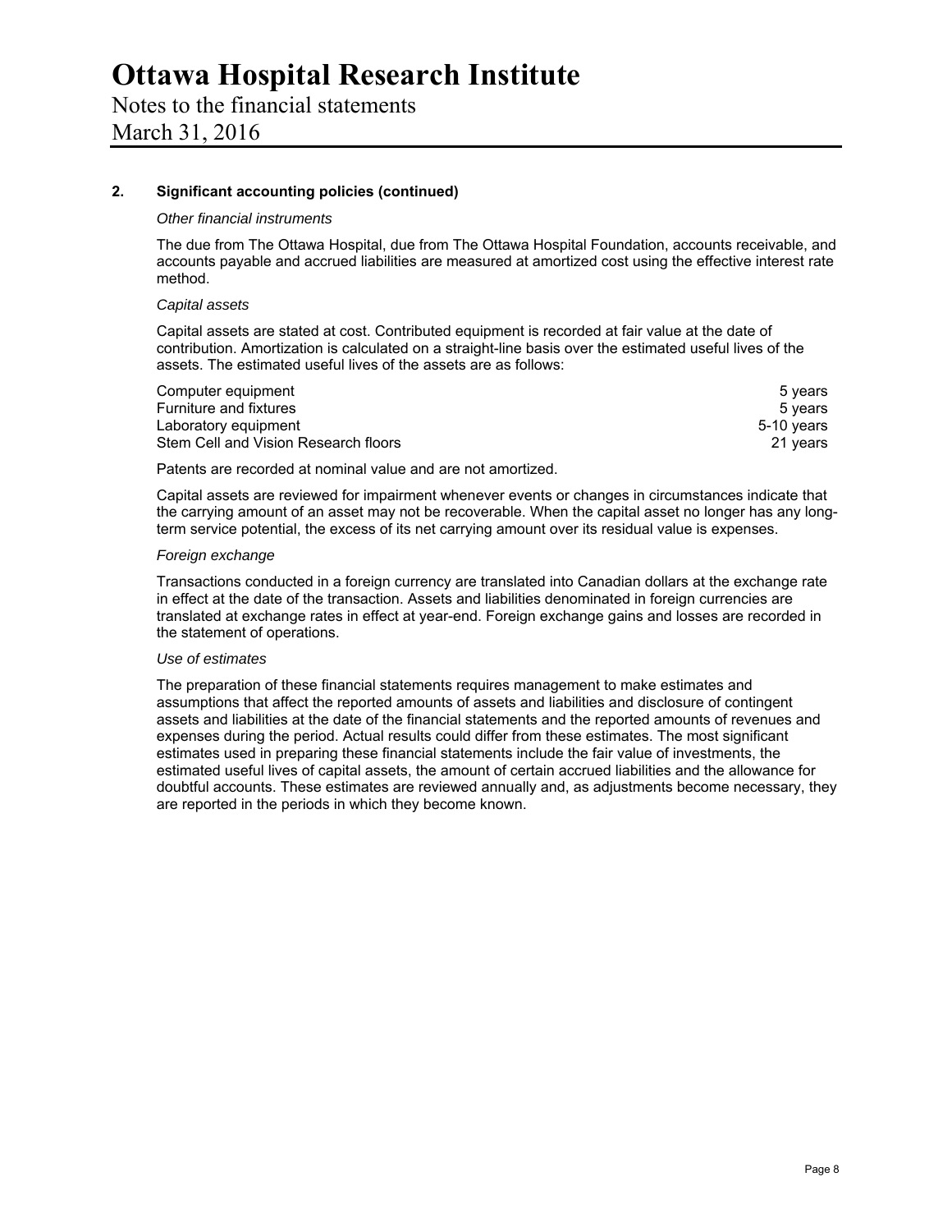# Ottawa Hospital Research Institute

Notes to the financial statements
March 31, 2016

## 2. Significant accounting policies (continued)

*Other financial instruments*

The due from The Ottawa Hospital, due from The Ottawa Hospital Foundation, accounts receivable, and accounts payable and accrued liabilities are measured at amortized cost using the effective interest rate method.

*Capital assets*

Capital assets are stated at cost. Contributed equipment is recorded at fair value at the date of contribution. Amortization is calculated on a straight-line basis over the estimated useful lives of the assets. The estimated useful lives of the assets are as follows:

| | |
|---|---|
| Computer equipment | 5 years |
| Furniture and fixtures | 5 years |
| Laboratory equipment | 5-10 years |
| Stem Cell and Vision Research floors | 21 years |

Patents are recorded at nominal value and are not amortized.

Capital assets are reviewed for impairment whenever events or changes in circumstances indicate that the carrying amount of an asset may not be recoverable. When the capital asset no longer has any long-term service potential, the excess of its net carrying amount over its residual value is expenses.

*Foreign exchange*

Transactions conducted in a foreign currency are translated into Canadian dollars at the exchange rate in effect at the date of the transaction. Assets and liabilities denominated in foreign currencies are translated at exchange rates in effect at year-end. Foreign exchange gains and losses are recorded in the statement of operations.

*Use of estimates*

The preparation of these financial statements requires management to make estimates and assumptions that affect the reported amounts of assets and liabilities and disclosure of contingent assets and liabilities at the date of the financial statements and the reported amounts of revenues and expenses during the period. Actual results could differ from these estimates. The most significant estimates used in preparing these financial statements include the fair value of investments, the estimated useful lives of capital assets, the amount of certain accrued liabilities and the allowance for doubtful accounts. These estimates are reviewed annually and, as adjustments become necessary, they are reported in the periods in which they become known.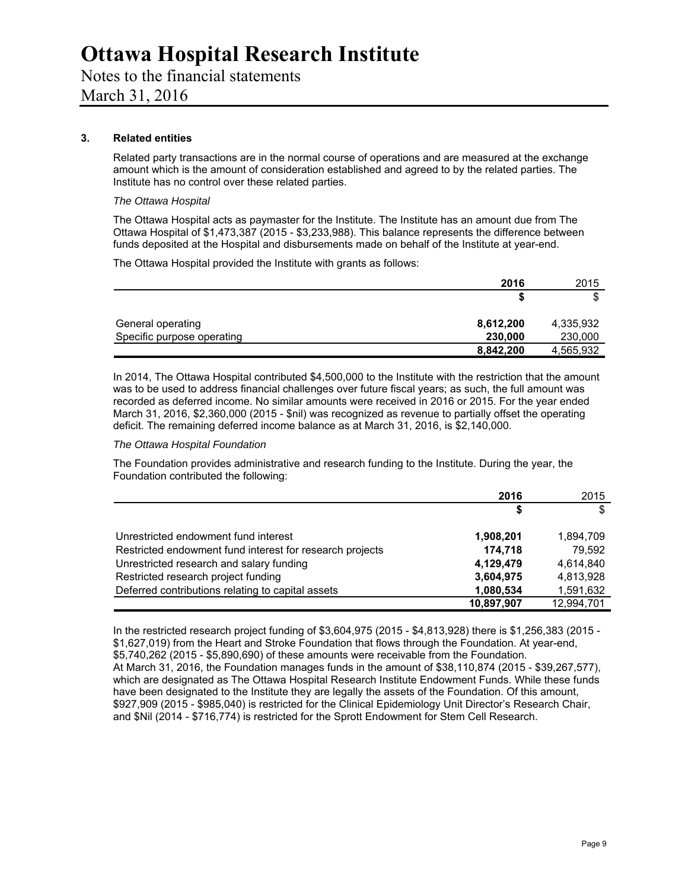### 3. Related entities

Related party transactions are in the normal course of operations and are measured at the exchange amount which is the amount of consideration established and agreed to by the related parties. The Institute has no control over these related parties.

*The Ottawa Hospital*

The Ottawa Hospital acts as paymaster for the Institute. The Institute has an amount due from The Ottawa Hospital of $1,473,387 (2015 - $3,233,988). This balance represents the difference between funds deposited at the Hospital and disbursements made on behalf of the Institute at year-end.

The Ottawa Hospital provided the Institute with grants as follows:

| | **2016** | 2015 |
|---|---|---|
| | **$** | $ |
| General operating | **8,612,200** | 4,335,932 |
| Specific purpose operating | **230,000** | 230,000 |
| | **8,842,200** | 4,565,932 |

In 2014, The Ottawa Hospital contributed $4,500,000 to the Institute with the restriction that the amount was to be used to address financial challenges over future fiscal years; as such, the full amount was recorded as deferred income. No similar amounts were received in 2016 or 2015. For the year ended March 31, 2016, $2,360,000 (2015 - $nil) was recognized as revenue to partially offset the operating deficit. The remaining deferred income balance as at March 31, 2016, is $2,140,000.

*The Ottawa Hospital Foundation*

The Foundation provides administrative and research funding to the Institute. During the year, the Foundation contributed the following:

| | **2016** | 2015 |
|---|---|---|
| | **$** | $ |
| Unrestricted endowment fund interest | **1,908,201** | 1,894,709 |
| Restricted endowment fund interest for research projects | **174,718** | 79,592 |
| Unrestricted research and salary funding | **4,129,479** | 4,614,840 |
| Restricted research project funding | **3,604,975** | 4,813,928 |
| Deferred contributions relating to capital assets | **1,080,534** | 1,591,632 |
| | **10,897,907** | 12,994,701 |

In the restricted research project funding of $3,604,975 (2015 - $4,813,928) there is $1,256,383 (2015 - $1,627,019) from the Heart and Stroke Foundation that flows through the Foundation. At year-end, $5,740,262 (2015 - $5,890,690) of these amounts were receivable from the Foundation.
At March 31, 2016, the Foundation manages funds in the amount of $38,110,874 (2015 - $39,267,577), which are designated as The Ottawa Hospital Research Institute Endowment Funds. While these funds have been designated to the Institute they are legally the assets of the Foundation. Of this amount, $927,909 (2015 - $985,040) is restricted for the Clinical Epidemiology Unit Director's Research Chair, and $Nil (2014 - $716,774) is restricted for the Sprott Endowment for Stem Cell Research.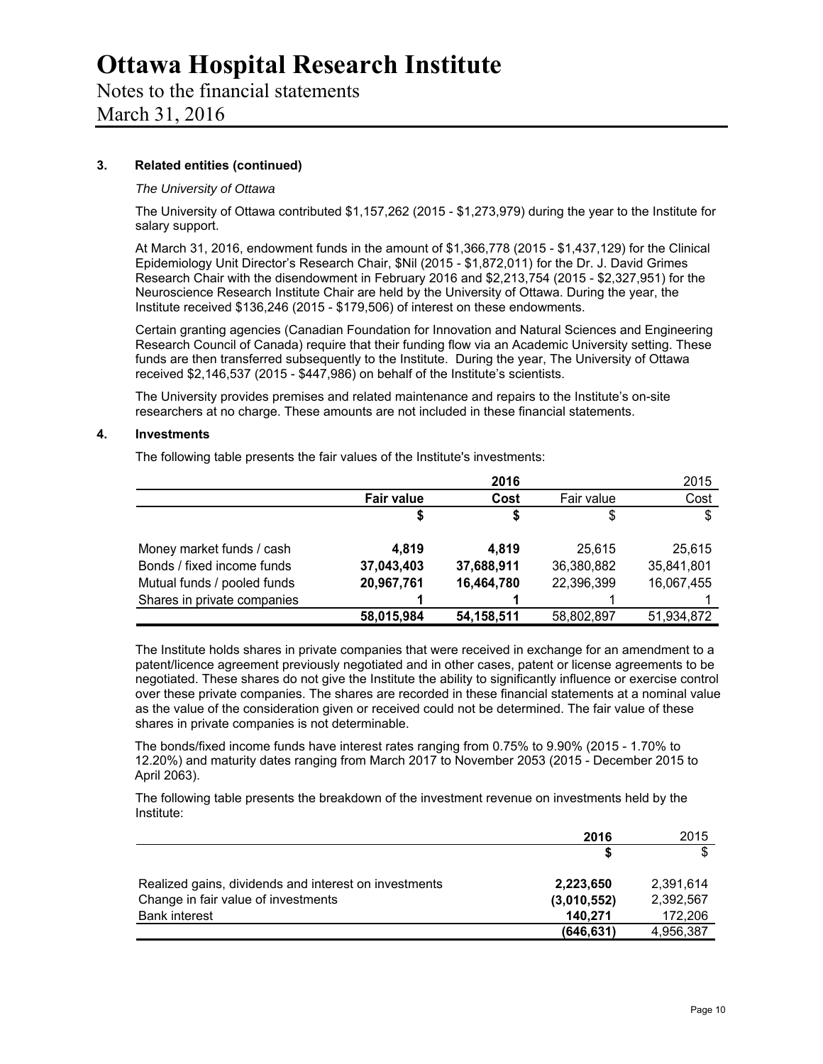### 3. Related entities (continued)

*The University of Ottawa*

The University of Ottawa contributed $1,157,262 (2015 - $1,273,979) during the year to the Institute for salary support.

At March 31, 2016, endowment funds in the amount of $1,366,778 (2015 - $1,437,129) for the Clinical Epidemiology Unit Director's Research Chair, $Nil (2015 - $1,872,011) for the Dr. J. David Grimes Research Chair with the disendowment in February 2016 and $2,213,754 (2015 - $2,327,951) for the Neuroscience Research Institute Chair are held by the University of Ottawa. During the year, the Institute received $136,246 (2015 - $179,506) of interest on these endowments.

Certain granting agencies (Canadian Foundation for Innovation and Natural Sciences and Engineering Research Council of Canada) require that their funding flow via an Academic University setting. These funds are then transferred subsequently to the Institute. During the year, The University of Ottawa received $2,146,537 (2015 - $447,986) on behalf of the Institute's scientists.

The University provides premises and related maintenance and repairs to the Institute's on-site researchers at no charge. These amounts are not included in these financial statements.

### 4. Investments

The following table presents the fair values of the Institute's investments:

| | **2016** | | 2015 | |
|---|---|---|---|---|
| | **Fair value** | **Cost** | Fair value | Cost |
| | **$** | **$** | $ | $ |
| Money market funds / cash | **4,819** | **4,819** | 25,615 | 25,615 |
| Bonds / fixed income funds | **37,043,403** | **37,688,911** | 36,380,882 | 35,841,801 |
| Mutual funds / pooled funds | **20,967,761** | **16,464,780** | 22,396,399 | 16,067,455 |
| Shares in private companies | **1** | **1** | 1 | 1 |
| | **58,015,984** | **54,158,511** | 58,802,897 | 51,934,872 |

The Institute holds shares in private companies that were received in exchange for an amendment to a patent/licence agreement previously negotiated and in other cases, patent or license agreements to be negotiated. These shares do not give the Institute the ability to significantly influence or exercise control over these private companies. The shares are recorded in these financial statements at a nominal value as the value of the consideration given or received could not be determined. The fair value of these shares in private companies is not determinable.

The bonds/fixed income funds have interest rates ranging from 0.75% to 9.90% (2015 - 1.70% to 12.20%) and maturity dates ranging from March 2017 to November 2053 (2015 - December 2015 to April 2063).

The following table presents the breakdown of the investment revenue on investments held by the Institute:

| | **2016** | 2015 |
|---|---|---|
| | **$** | $ |
| Realized gains, dividends and interest on investments | **2,223,650** | 2,391,614 |
| Change in fair value of investments | **(3,010,552)** | 2,392,567 |
| Bank interest | **140,271** | 172,206 |
| | **(646,631)** | 4,956,387 |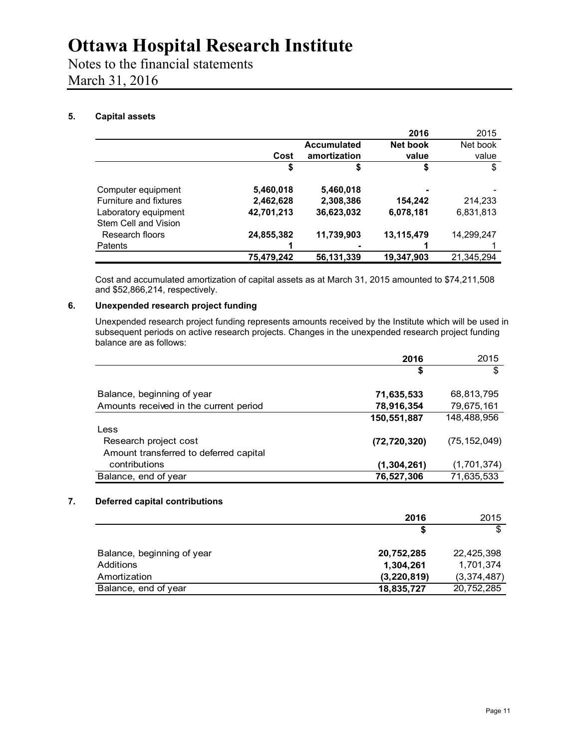# Ottawa Hospital Research Institute

Notes to the financial statements

March 31, 2016

## 5. Capital assets

| | Cost | Accumulated amortization | 2016 Net book value | 2015 Net book value |
|---|---|---|---|---|
| | $ | $ | $ | $ |
| Computer equipment | **5,460,018** | **5,460,018** | **-** | - |
| Furniture and fixtures | **2,462,628** | **2,308,386** | **154,242** | 214,233 |
| Laboratory equipment | **42,701,213** | **36,623,032** | **6,078,181** | 6,831,813 |
| Stem Cell and Vision Research floors | **24,855,382** | **11,739,903** | **13,115,479** | 14,299,247 |
| Patents | **1** | **-** | **1** | 1 |
| | **75,479,242** | **56,131,339** | **19,347,903** | 21,345,294 |

Cost and accumulated amortization of capital assets as at March 31, 2015 amounted to $74,211,508 and $52,866,214, respectively.

## 6. Unexpended research project funding

Unexpended research project funding represents amounts received by the Institute which will be used in subsequent periods on active research projects. Changes in the unexpended research project funding balance are as follows:

| | 2016 | 2015 |
|---|---|---|
| | $ | $ |
| Balance, beginning of year | **71,635,533** | 68,813,795 |
| Amounts received in the current period | **78,916,354** | 79,675,161 |
| | **150,551,887** | 148,488,956 |
| Less | | |
| Research project cost | **(72,720,320)** | (75,152,049) |
| Amount transferred to deferred capital contributions | **(1,304,261)** | (1,701,374) |
| Balance, end of year | **76,527,306** | 71,635,533 |

## 7. Deferred capital contributions

| | 2016 | 2015 |
|---|---|---|
| | $ | $ |
| Balance, beginning of year | **20,752,285** | 22,425,398 |
| Additions | **1,304,261** | 1,701,374 |
| Amortization | **(3,220,819)** | (3,374,487) |
| Balance, end of year | **18,835,727** | 20,752,285 |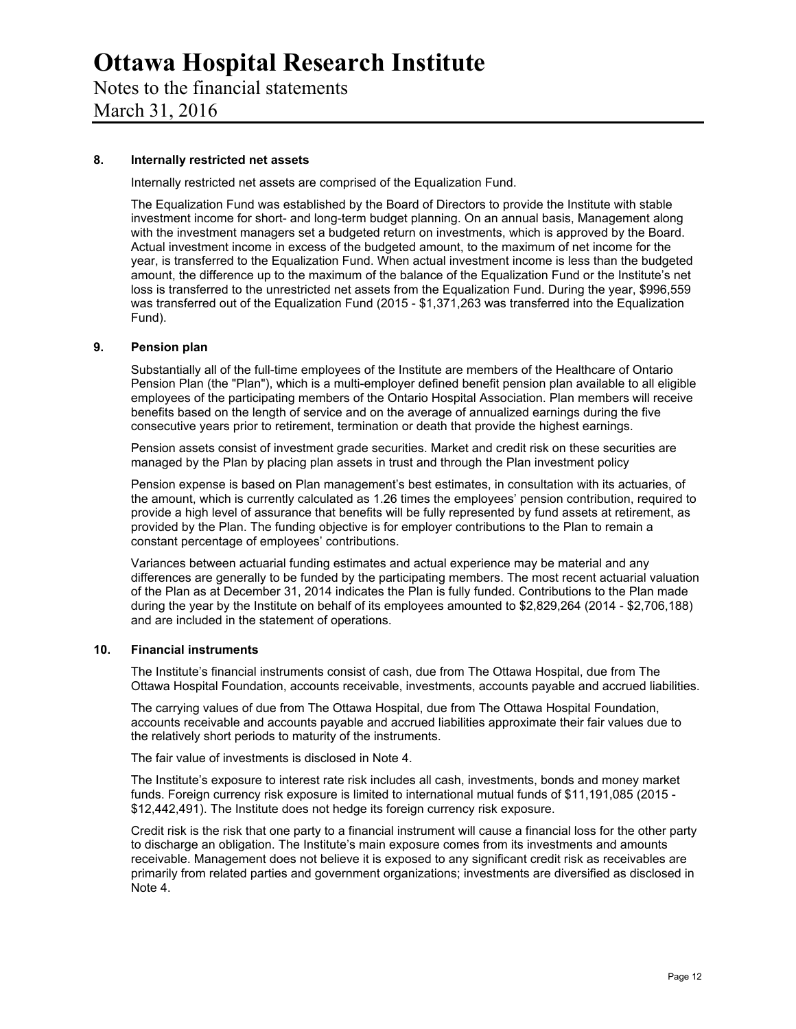## 8. Internally restricted net assets

Internally restricted net assets are comprised of the Equalization Fund.

The Equalization Fund was established by the Board of Directors to provide the Institute with stable investment income for short- and long-term budget planning. On an annual basis, Management along with the investment managers set a budgeted return on investments, which is approved by the Board. Actual investment income in excess of the budgeted amount, to the maximum of net income for the year, is transferred to the Equalization Fund. When actual investment income is less than the budgeted amount, the difference up to the maximum of the balance of the Equalization Fund or the Institute's net loss is transferred to the unrestricted net assets from the Equalization Fund. During the year, $996,559 was transferred out of the Equalization Fund (2015 - $1,371,263 was transferred into the Equalization Fund).

## 9. Pension plan

Substantially all of the full-time employees of the Institute are members of the Healthcare of Ontario Pension Plan (the "Plan"), which is a multi-employer defined benefit pension plan available to all eligible employees of the participating members of the Ontario Hospital Association. Plan members will receive benefits based on the length of service and on the average of annualized earnings during the five consecutive years prior to retirement, termination or death that provide the highest earnings.

Pension assets consist of investment grade securities. Market and credit risk on these securities are managed by the Plan by placing plan assets in trust and through the Plan investment policy

Pension expense is based on Plan management's best estimates, in consultation with its actuaries, of the amount, which is currently calculated as 1.26 times the employees' pension contribution, required to provide a high level of assurance that benefits will be fully represented by fund assets at retirement, as provided by the Plan. The funding objective is for employer contributions to the Plan to remain a constant percentage of employees' contributions.

Variances between actuarial funding estimates and actual experience may be material and any differences are generally to be funded by the participating members. The most recent actuarial valuation of the Plan as at December 31, 2014 indicates the Plan is fully funded. Contributions to the Plan made during the year by the Institute on behalf of its employees amounted to $2,829,264 (2014 - $2,706,188) and are included in the statement of operations.

## 10. Financial instruments

The Institute's financial instruments consist of cash, due from The Ottawa Hospital, due from The Ottawa Hospital Foundation, accounts receivable, investments, accounts payable and accrued liabilities.

The carrying values of due from The Ottawa Hospital, due from The Ottawa Hospital Foundation, accounts receivable and accounts payable and accrued liabilities approximate their fair values due to the relatively short periods to maturity of the instruments.

The fair value of investments is disclosed in Note 4.

The Institute's exposure to interest rate risk includes all cash, investments, bonds and money market funds. Foreign currency risk exposure is limited to international mutual funds of $11,191,085 (2015 - $12,442,491). The Institute does not hedge its foreign currency risk exposure.

Credit risk is the risk that one party to a financial instrument will cause a financial loss for the other party to discharge an obligation. The Institute's main exposure comes from its investments and amounts receivable. Management does not believe it is exposed to any significant credit risk as receivables are primarily from related parties and government organizations; investments are diversified as disclosed in Note 4.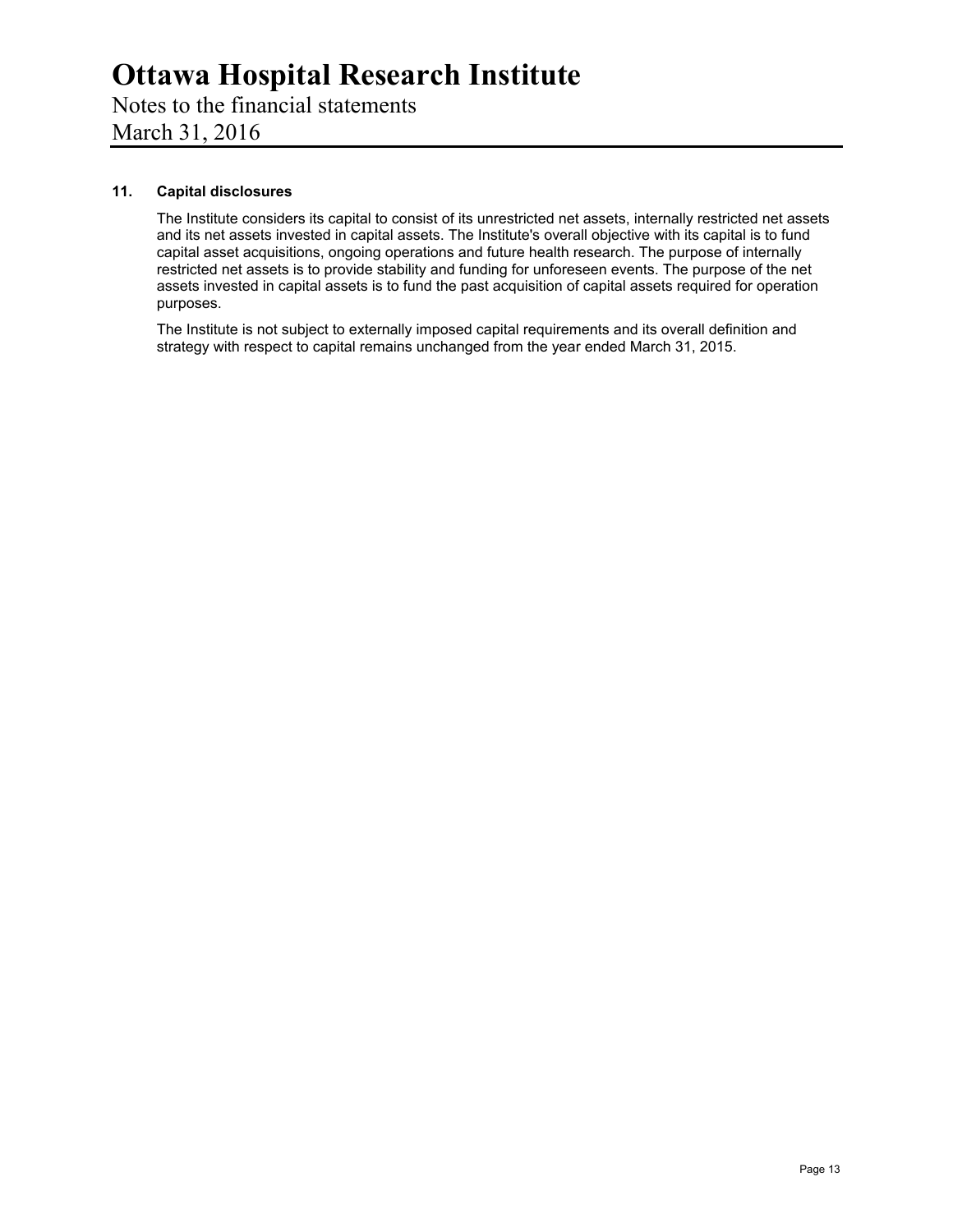# Ottawa Hospital Research Institute

Notes to the financial statements

March 31, 2016

## 11. Capital disclosures

The Institute considers its capital to consist of its unrestricted net assets, internally restricted net assets and its net assets invested in capital assets. The Institute's overall objective with its capital is to fund capital asset acquisitions, ongoing operations and future health research. The purpose of internally restricted net assets is to provide stability and funding for unforeseen events. The purpose of the net assets invested in capital assets is to fund the past acquisition of capital assets required for operation purposes.

The Institute is not subject to externally imposed capital requirements and its overall definition and strategy with respect to capital remains unchanged from the year ended March 31, 2015.